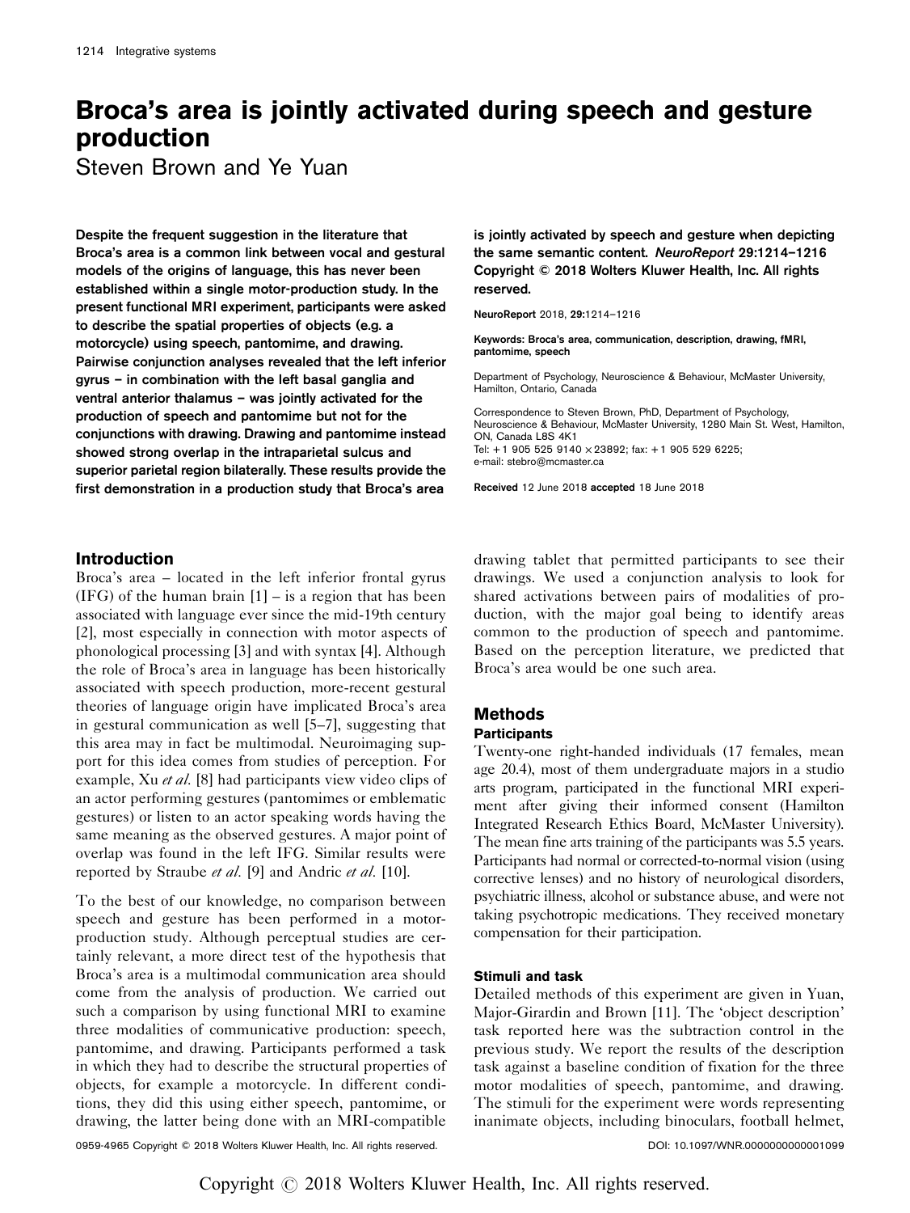# Broca's area is jointly activated during speech and gesture production

Steven Brown and Ye Yuan

**Despite the frequent suggestion in the literature that Broca's area is a common link between vocal and gestural models of the origins of language, this has never been established within a single motor-production study. In the present functional MRI experiment, participants were asked to describe the spatial properties of objects (e.g. a motorcycle) using speech, pantomime, and drawing. Pairwise conjunction analyses revealed that the left inferior gyrus – in combination with the left basal ganglia and ventral anterior thalamus – was jointly activated for the production of speech and pantomime but not for the conjunctions with drawing. Drawing and pantomime instead showed strong overlap in the intraparietal sulcus and superior parietal region bilaterally. These results provide the first demonstration in a production study that Broca's area is jointly activated by speech and gesture when depicting the same semantic content.** ***NeuroReport*** **29:1214–1216 Copyright © 2018 Wolters Kluwer Health, Inc. All rights reserved.**

NeuroReport 2018, 29:1214–1216

Keywords: Broca's area, communication, description, drawing, fMRI, pantomime, speech

Department of Psychology, Neuroscience & Behaviour, McMaster University, Hamilton, Ontario, Canada

Correspondence to Steven Brown, PhD, Department of Psychology, Neuroscience & Behaviour, McMaster University, 1280 Main St. West, Hamilton, ON, Canada L8S 4K1
Tel: +1 905 525 9140 × 23892; fax: +1 905 529 6225;
e-mail: stebro@mcmaster.ca

**Received** 12 June 2018 **accepted** 18 June 2018

## Introduction

Broca's area – located in the left inferior frontal gyrus (IFG) of the human brain [1] – is a region that has been associated with language ever since the mid-19th century [2], most especially in connection with motor aspects of phonological processing [3] and with syntax [4]. Although the role of Broca's area in language has been historically associated with speech production, more-recent gestural theories of language origin have implicated Broca's area in gestural communication as well [5–7], suggesting that this area may in fact be multimodal. Neuroimaging support for this idea comes from studies of perception. For example, Xu *et al.* [8] had participants view video clips of an actor performing gestures (pantomimes or emblematic gestures) or listen to an actor speaking words having the same meaning as the observed gestures. A major point of overlap was found in the left IFG. Similar results were reported by Straube *et al.* [9] and Andric *et al.* [10].

To the best of our knowledge, no comparison between speech and gesture has been performed in a motor-production study. Although perceptual studies are certainly relevant, a more direct test of the hypothesis that Broca's area is a multimodal communication area should come from the analysis of production. We carried out such a comparison by using functional MRI to examine three modalities of communicative production: speech, pantomime, and drawing. Participants performed a task in which they had to describe the structural properties of objects, for example a motorcycle. In different conditions, they did this using either speech, pantomime, or drawing, the latter being done with an MRI-compatible drawing tablet that permitted participants to see their drawings. We used a conjunction analysis to look for shared activations between pairs of modalities of production, with the major goal being to identify areas common to the production of speech and pantomime. Based on the perception literature, we predicted that Broca's area would be one such area.

## Methods

### Participants

Twenty-one right-handed individuals (17 females, mean age 20.4), most of them undergraduate majors in a studio arts program, participated in the functional MRI experiment after giving their informed consent (Hamilton Integrated Research Ethics Board, McMaster University). The mean fine arts training of the participants was 5.5 years. Participants had normal or corrected-to-normal vision (using corrective lenses) and no history of neurological disorders, psychiatric illness, alcohol or substance abuse, and were not taking psychotropic medications. They received monetary compensation for their participation.

### Stimuli and task

Detailed methods of this experiment are given in Yuan, Major-Girardin and Brown [11]. The 'object description' task reported here was the subtraction control in the previous study. We report the results of the description task against a baseline condition of fixation for the three motor modalities of speech, pantomime, and drawing. The stimuli for the experiment were words representing inanimate objects, including binoculars, football helmet,

0959-4965 Copyright © 2018 Wolters Kluwer Health, Inc. All rights reserved. DOI: 10.1097/WNR.0000000000001099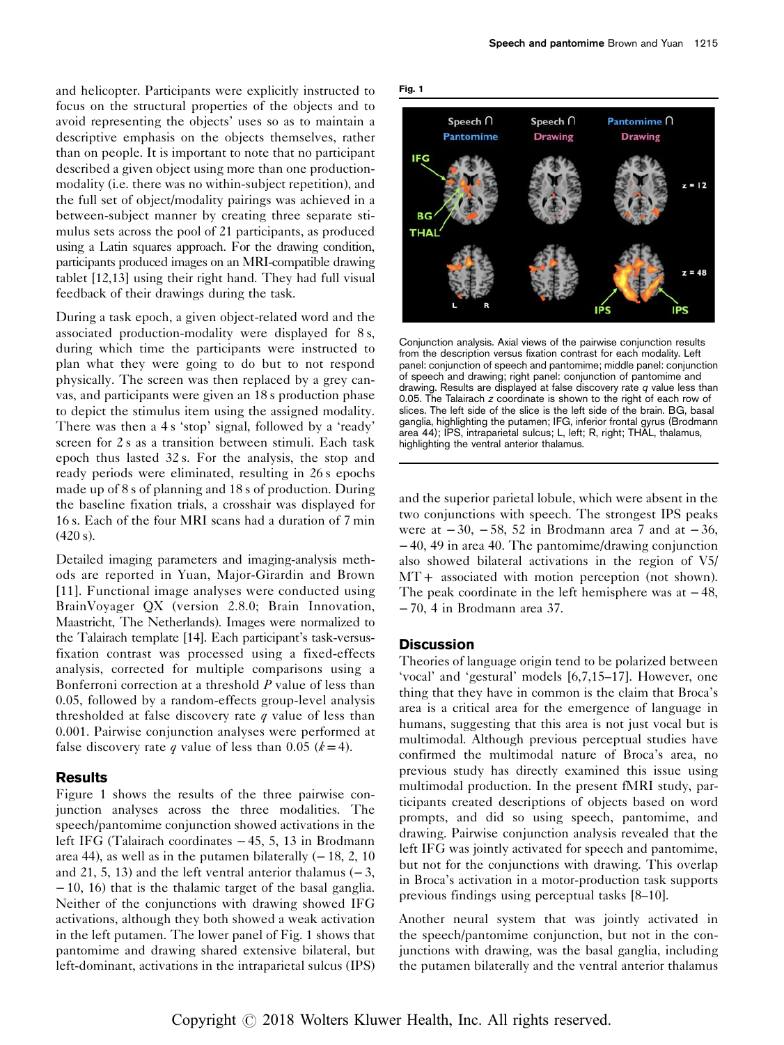and helicopter. Participants were explicitly instructed to focus on the structural properties of the objects and to avoid representing the objects' uses so as to maintain a descriptive emphasis on the objects themselves, rather than on people. It is important to note that no participant described a given object using more than one production-modality (i.e. there was no within-subject repetition), and the full set of object/modality pairings was achieved in a between-subject manner by creating three separate stimulus sets across the pool of 21 participants, as produced using a Latin squares approach. For the drawing condition, participants produced images on an MRI-compatible drawing tablet [12,13] using their right hand. They had full visual feedback of their drawings during the task.

During a task epoch, a given object-related word and the associated production-modality were displayed for 8 s, during which time the participants were instructed to plan what they were going to do but to not respond physically. The screen was then replaced by a grey canvas, and participants were given an 18 s production phase to depict the stimulus item using the assigned modality. There was then a 4 s 'stop' signal, followed by a 'ready' screen for 2 s as a transition between stimuli. Each task epoch thus lasted 32 s. For the analysis, the stop and ready periods were eliminated, resulting in 26 s epochs made up of 8 s of planning and 18 s of production. During the baseline fixation trials, a crosshair was displayed for 16 s. Each of the four MRI scans had a duration of 7 min (420 s).

Detailed imaging parameters and imaging-analysis methods are reported in Yuan, Major-Girardin and Brown [11]. Functional image analyses were conducted using BrainVoyager QX (version 2.8.0; Brain Innovation, Maastricht, The Netherlands). Images were normalized to the Talairach template [14]. Each participant's task-versus-fixation contrast was processed using a fixed-effects analysis, corrected for multiple comparisons using a Bonferroni correction at a threshold $P$ value of less than 0.05, followed by a random-effects group-level analysis thresholded at false discovery rate $q$ value of less than 0.001. Pairwise conjunction analyses were performed at false discovery rate $q$ value of less than 0.05 ($k=4$).

## Results

Figure 1 shows the results of the three pairwise conjunction analyses across the three modalities. The speech/pantomime conjunction showed activations in the left IFG (Talairach coordinates −45, 5, 13 in Brodmann area 44), as well as in the putamen bilaterally (−18, 2, 10 and 21, 5, 13) and the left ventral anterior thalamus (−3, −10, 16) that is the thalamic target of the basal ganglia. Neither of the conjunctions with drawing showed IFG activations, although they both showed a weak activation in the left putamen. The lower panel of Fig. 1 shows that pantomime and drawing shared extensive bilateral, but left-dominant, activations in the intraparietal sulcus (IPS) and the superior parietal lobule, which were absent in the two conjunctions with speech. The strongest IPS peaks were at −30, −58, 52 in Brodmann area 7 and at −36, −40, 49 in area 40. The pantomime/drawing conjunction also showed bilateral activations in the region of V5/MT+ associated with motion perception (not shown). The peak coordinate in the left hemisphere was at −48, −70, 4 in Brodmann area 37.

**Fig. 1**

Conjunction analysis. Axial views of the pairwise conjunction results from the description versus fixation contrast for each modality. Left panel: conjunction of speech and pantomime; middle panel: conjunction of speech and drawing; right panel: conjunction of pantomime and drawing. Results are displayed at false discovery rate $q$ value less than 0.05. The Talairach $z$ coordinate is shown to the right of each row of slices. The left side of the slice is the left side of the brain. BG, basal ganglia, highlighting the putamen; IFG, inferior frontal gyrus (Brodmann area 44); IPS, intraparietal sulcus; L, left; R, right; THAL, thalamus, highlighting the ventral anterior thalamus.

## Discussion

Theories of language origin tend to be polarized between 'vocal' and 'gestural' models [6,7,15–17]. However, one thing that they have in common is the claim that Broca's area is a critical area for the emergence of language in humans, suggesting that this area is not just vocal but is multimodal. Although previous perceptual studies have confirmed the multimodal nature of Broca's area, no previous study has directly examined this issue using multimodal production. In the present fMRI study, participants created descriptions of objects based on word prompts, and did so using speech, pantomime, and drawing. Pairwise conjunction analysis revealed that the left IFG was jointly activated for speech and pantomime, but not for the conjunctions with drawing. This overlap in Broca's activation in a motor-production task supports previous findings using perceptual tasks [8–10].

Another neural system that was jointly activated in the speech/pantomime conjunction, but not in the conjunctions with drawing, was the basal ganglia, including the putamen bilaterally and the ventral anterior thalamus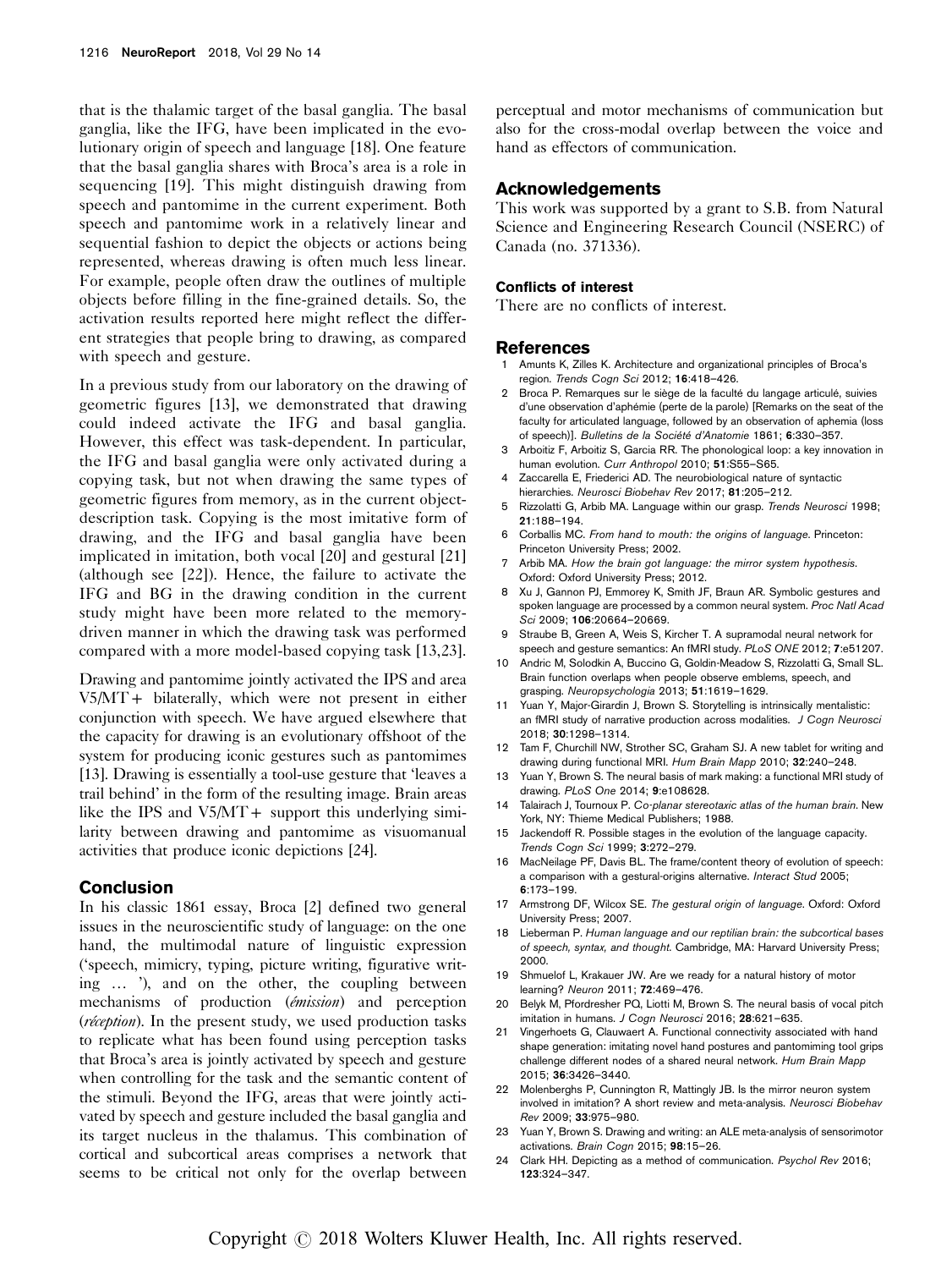that is the thalamic target of the basal ganglia. The basal ganglia, like the IFG, have been implicated in the evolutionary origin of speech and language [18]. One feature that the basal ganglia shares with Broca's area is a role in sequencing [19]. This might distinguish drawing from speech and pantomime in the current experiment. Both speech and pantomime work in a relatively linear and sequential fashion to depict the objects or actions being represented, whereas drawing is often much less linear. For example, people often draw the outlines of multiple objects before filling in the fine-grained details. So, the activation results reported here might reflect the different strategies that people bring to drawing, as compared with speech and gesture.

In a previous study from our laboratory on the drawing of geometric figures [13], we demonstrated that drawing could indeed activate the IFG and basal ganglia. However, this effect was task-dependent. In particular, the IFG and basal ganglia were only activated during a copying task, but not when drawing the same types of geometric figures from memory, as in the current object-description task. Copying is the most imitative form of drawing, and the IFG and basal ganglia have been implicated in imitation, both vocal [20] and gestural [21] (although see [22]). Hence, the failure to activate the IFG and BG in the drawing condition in the current study might have been more related to the memory-driven manner in which the drawing task was performed compared with a more model-based copying task [13,23].

Drawing and pantomime jointly activated the IPS and area V5/MT+ bilaterally, which were not present in either conjunction with speech. We have argued elsewhere that the capacity for drawing is an evolutionary offshoot of the system for producing iconic gestures such as pantomimes [13]. Drawing is essentially a tool-use gesture that 'leaves a trail behind' in the form of the resulting image. Brain areas like the IPS and V5/MT+ support this underlying similarity between drawing and pantomime as visuomanual activities that produce iconic depictions [24].

## Conclusion

In his classic 1861 essay, Broca [2] defined two general issues in the neuroscientific study of language: on the one hand, the multimodal nature of linguistic expression ('speech, mimicry, typing, picture writing, figurative writing … '), and on the other, the coupling between mechanisms of production (*émission*) and perception (*réception*). In the present study, we used production tasks to replicate what has been found using perception tasks that Broca's area is jointly activated by speech and gesture when controlling for the task and the semantic content of the stimuli. Beyond the IFG, areas that were jointly activated by speech and gesture included the basal ganglia and its target nucleus in the thalamus. This combination of cortical and subcortical areas comprises a network that seems to be critical not only for the overlap between perceptual and motor mechanisms of communication but also for the cross-modal overlap between the voice and hand as effectors of communication.

## Acknowledgements

This work was supported by a grant to S.B. from Natural Science and Engineering Research Council (NSERC) of Canada (no. 371336).

### Conflicts of interest

There are no conflicts of interest.

## References

1. Amunts K, Zilles K. Architecture and organizational principles of Broca's region. *Trends Cogn Sci* 2012; **16**:418–426.
2. Broca P. Remarques sur le siège de la faculté du langage articulé, suivies d'une observation d'aphémie (perte de la parole) [Remarks on the seat of the faculty for articulated language, followed by an observation of aphemia (loss of speech)]. *Bulletins de la Société d'Anatomie* 1861; **6**:330–357.
3. Arboitiz F, Arboitiz S, Garcia RR. The phonological loop: a key innovation in human evolution. *Curr Anthropol* 2010; **51**:S55–S65.
4. Zaccarella E, Friederici AD. The neurobiological nature of syntactic hierarchies. *Neurosci Biobehav Rev* 2017; **81**:205–212.
5. Rizzolatti G, Arbib MA. Language within our grasp. *Trends Neurosci* 1998; **21**:188–194.
6. Corballis MC. *From hand to mouth: the origins of language*. Princeton: Princeton University Press; 2002.
7. Arbib MA. *How the brain got language: the mirror system hypothesis*. Oxford: Oxford University Press; 2012.
8. Xu J, Gannon PJ, Emmorey K, Smith JF, Braun AR. Symbolic gestures and spoken language are processed by a common neural system. *Proc Natl Acad Sci* 2009; **106**:20664–20669.
9. Straube B, Green A, Weis S, Kircher T. A supramodal neural network for speech and gesture semantics: An fMRI study. *PLoS ONE* 2012; **7**:e51207.
10. Andric M, Solodkin A, Buccino G, Goldin-Meadow S, Rizzolatti G, Small SL. Brain function overlaps when people observe emblems, speech, and grasping. *Neuropsychologia* 2013; **51**:1619–1629.
11. Yuan Y, Major-Girardin J, Brown S. Storytelling is intrinsically mentalistic: an fMRI study of narrative production across modalities. *J Cogn Neurosci* 2018; **30**:1298–1314.
12. Tam F, Churchill NW, Strother SC, Graham SJ. A new tablet for writing and drawing during functional MRI. *Hum Brain Mapp* 2010; **32**:240–248.
13. Yuan Y, Brown S. The neural basis of mark making: a functional MRI study of drawing. *PLoS One* 2014; **9**:e108628.
14. Talairach J, Tournoux P. *Co-planar stereotaxic atlas of the human brain*. New York, NY: Thieme Medical Publishers; 1988.
15. Jackendoff R. Possible stages in the evolution of the language capacity. *Trends Cogn Sci* 1999; **3**:272–279.
16. MacNeilage PF, Davis BL. The frame/content theory of evolution of speech: a comparison with a gestural-origins alternative. *Interact Stud* 2005; **6**:173–199.
17. Armstrong DF, Wilcox SE. *The gestural origin of language*. Oxford: Oxford University Press; 2007.
18. Lieberman P. *Human language and our reptilian brain: the subcortical bases of speech, syntax, and thought*. Cambridge, MA: Harvard University Press; 2000.
19. Shmuelof L, Krakauer JW. Are we ready for a natural history of motor learning? *Neuron* 2011; **72**:469–476.
20. Belyk M, Pfordresher PQ, Liotti M, Brown S. The neural basis of vocal pitch imitation in humans. *J Cogn Neurosci* 2016; **28**:621–635.
21. Vingerhoets G, Clauwaert A. Functional connectivity associated with hand shape generation: imitating novel hand postures and pantomiming tool grips challenge different nodes of a shared neural network. *Hum Brain Mapp* 2015; **36**:3426–3440.
22. Molenberghs P, Cunnington R, Mattingly JB. Is the mirror neuron system involved in imitation? A short review and meta-analysis. *Neurosci Biobehav Rev* 2009; **33**:975–980.
23. Yuan Y, Brown S. Drawing and writing: an ALE meta-analysis of sensorimotor activations. *Brain Cogn* 2015; **98**:15–26.
24. Clark HH. Depicting as a method of communication. *Psychol Rev* 2016; **123**:324–347.